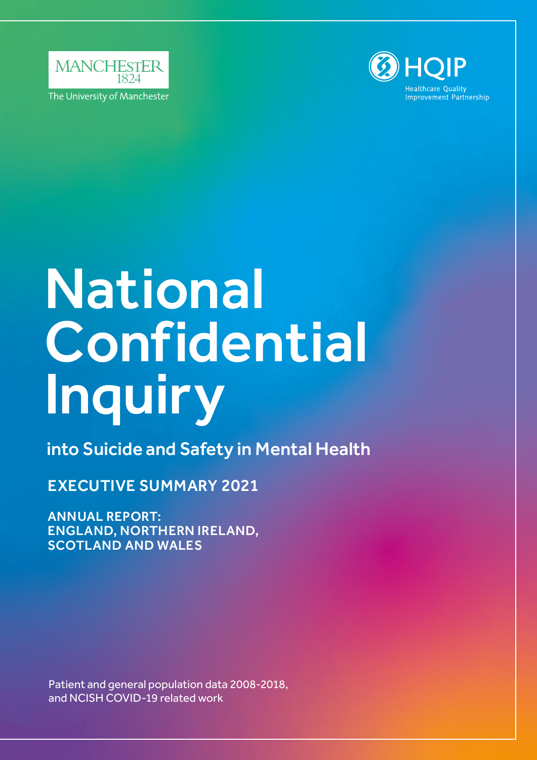MANCHESTER 1824

The University of Manchester

HQIP

Healthcare Quality Improvement Partnership

# National Confidential Inquiry

## into Suicide and Safety in Mental Health

### EXECUTIVE SUMMARY 2021

### ANNUAL REPORT: ENGLAND, NORTHERN IRELAND, SCOTLAND AND WALES

Patient and general population data 2008-2018, and NCISH COVID-19 related work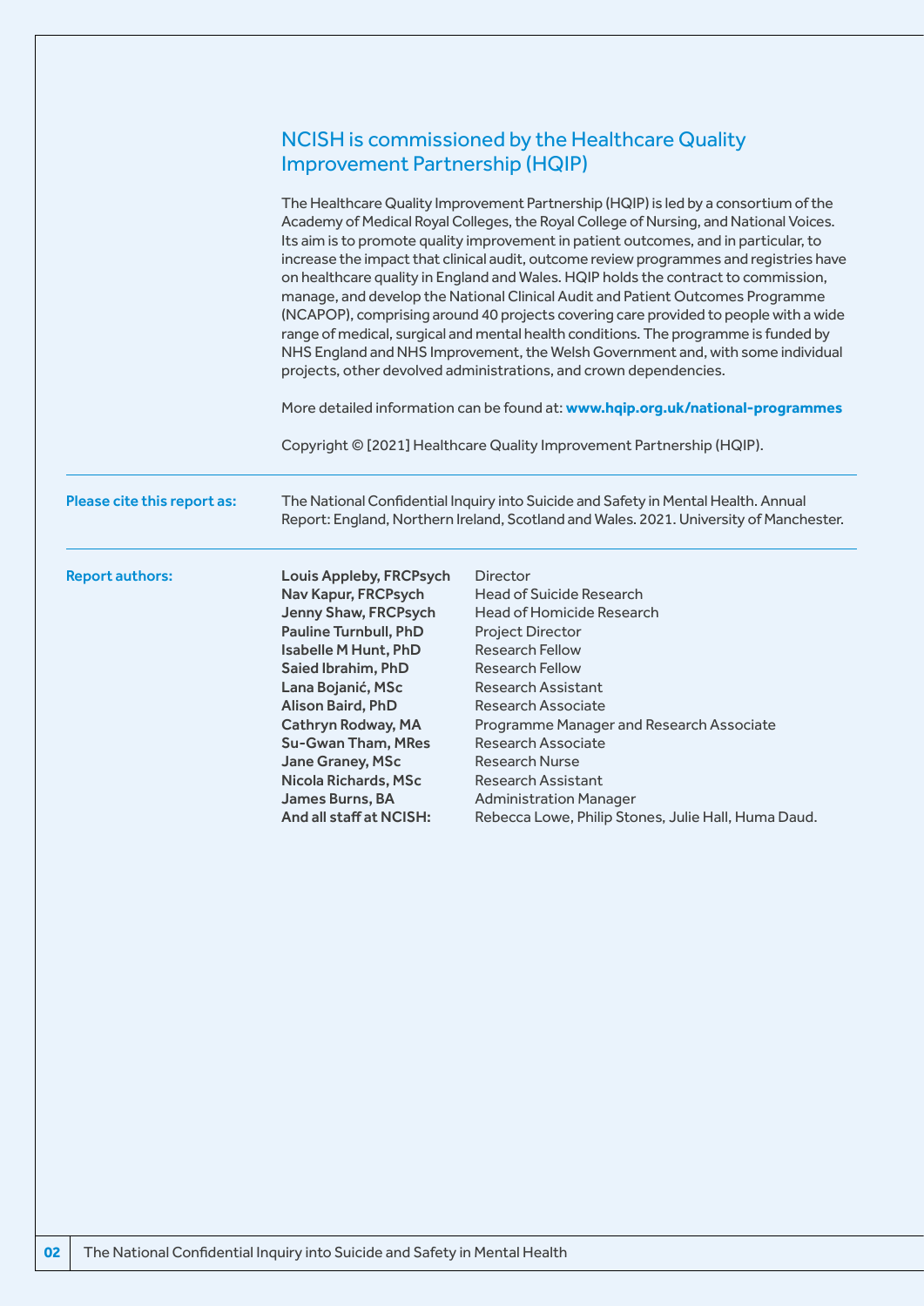## NCISH is commissioned by the Healthcare Quality Improvement Partnership (HQIP)

The Healthcare Quality Improvement Partnership (HQIP) is led by a consortium of the Academy of Medical Royal Colleges, the Royal College of Nursing, and National Voices. Its aim is to promote quality improvement in patient outcomes, and in particular, to increase the impact that clinical audit, outcome review programmes and registries have on healthcare quality in England and Wales. HQIP holds the contract to commission, manage, and develop the National Clinical Audit and Patient Outcomes Programme (NCAPOP), comprising around 40 projects covering care provided to people with a wide range of medical, surgical and mental health conditions. The programme is funded by NHS England and NHS Improvement, the Welsh Government and, with some individual projects, other devolved administrations, and crown dependencies.

More detailed information can be found at: **www.hqip.org.uk/national-programmes**

Copyright © [2021] Healthcare Quality Improvement Partnership (HQIP).

---

**Please cite this report as:**

The National Confidential Inquiry into Suicide and Safety in Mental Health. Annual Report: England, Northern Ireland, Scotland and Wales. 2021. University of Manchester.

---

**Report authors:**

| | |
|---|---|
| **Louis Appleby, FRCPsych** | Director |
| **Nav Kapur, FRCPsych** | Head of Suicide Research |
| **Jenny Shaw, FRCPsych** | Head of Homicide Research |
| **Pauline Turnbull, PhD** | Project Director |
| **Isabelle M Hunt, PhD** | Research Fellow |
| **Saied Ibrahim, PhD** | Research Fellow |
| **Lana Bojanić, MSc** | Research Assistant |
| **Alison Baird, PhD** | Research Associate |
| **Cathryn Rodway, MA** | Programme Manager and Research Associate |
| **Su-Gwan Tham, MRes** | Research Associate |
| **Jane Graney, MSc** | Research Nurse |
| **Nicola Richards, MSc** | Research Assistant |
| **James Burns, BA** | Administration Manager |
| **And all staff at NCISH:** | Rebecca Lowe, Philip Stones, Julie Hall, Huma Daud. |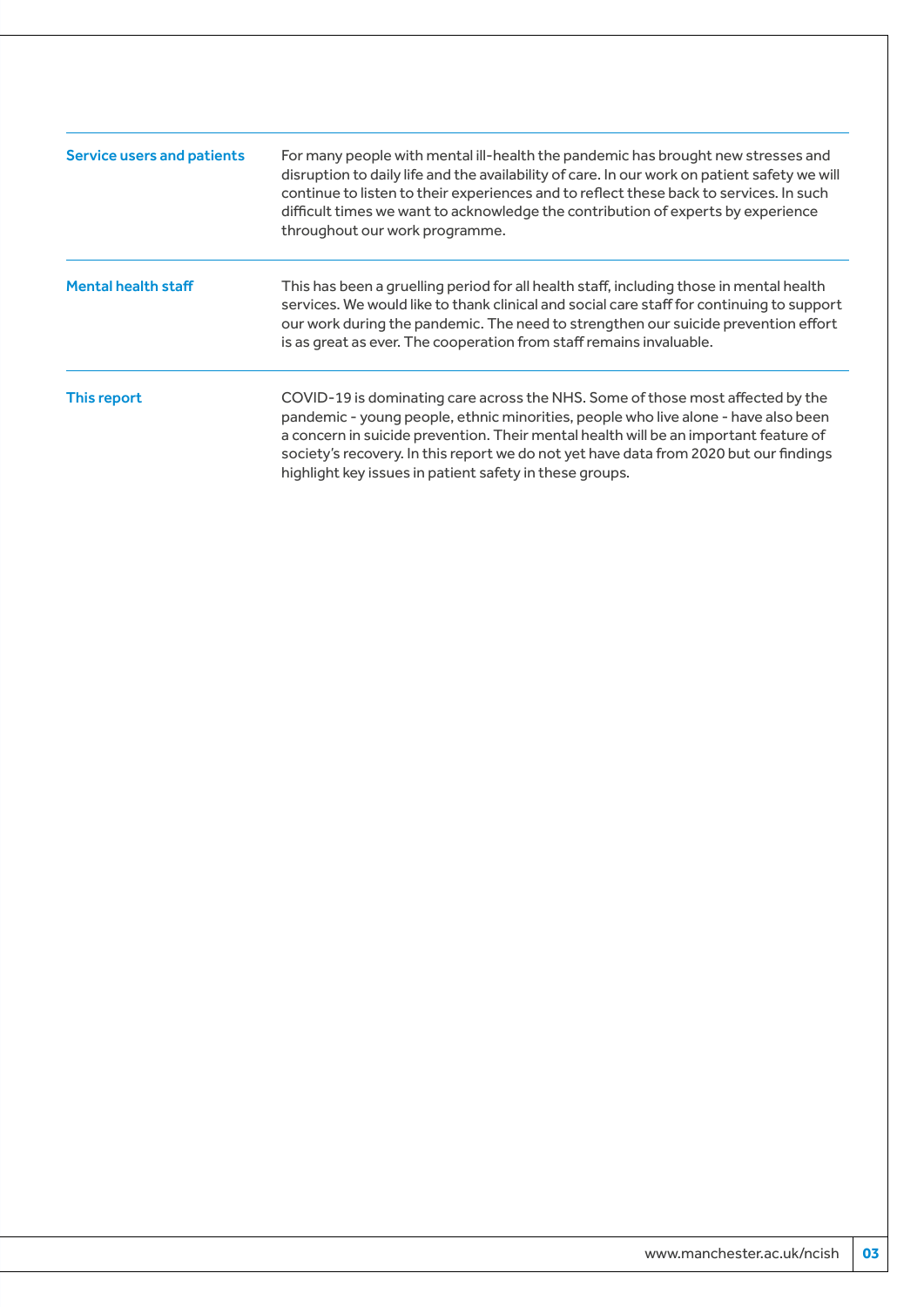**Service users and patients**

For many people with mental ill-health the pandemic has brought new stresses and disruption to daily life and the availability of care. In our work on patient safety we will continue to listen to their experiences and to reflect these back to services. In such difficult times we want to acknowledge the contribution of experts by experience throughout our work programme.

**Mental health staff**

This has been a gruelling period for all health staff, including those in mental health services. We would like to thank clinical and social care staff for continuing to support our work during the pandemic. The need to strengthen our suicide prevention effort is as great as ever. The cooperation from staff remains invaluable.

**This report**

COVID-19 is dominating care across the NHS. Some of those most affected by the pandemic - young people, ethnic minorities, people who live alone - have also been a concern in suicide prevention. Their mental health will be an important feature of society's recovery. In this report we do not yet have data from 2020 but our findings highlight key issues in patient safety in these groups.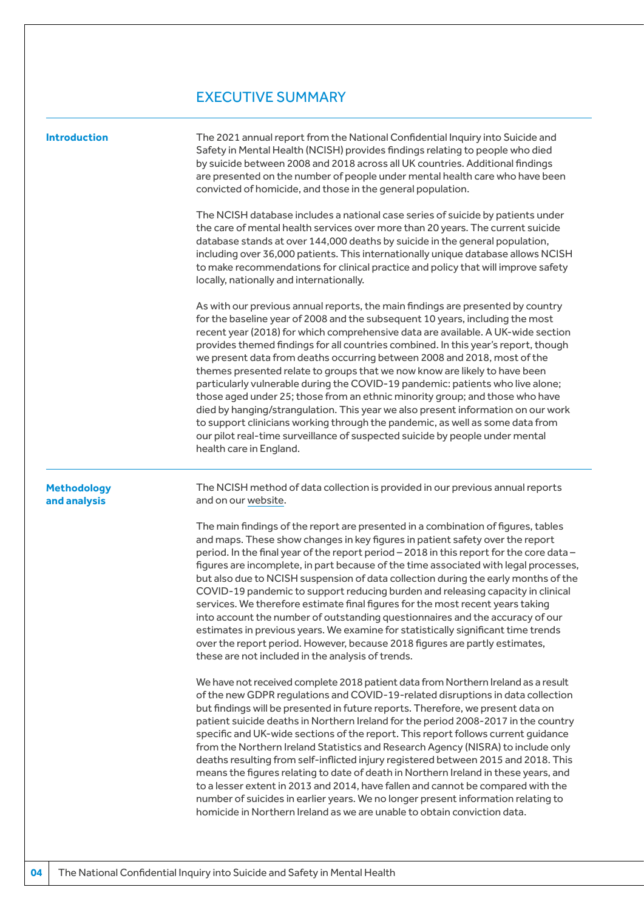# EXECUTIVE SUMMARY

## Introduction

The 2021 annual report from the National Confidential Inquiry into Suicide and Safety in Mental Health (NCISH) provides findings relating to people who died by suicide between 2008 and 2018 across all UK countries. Additional findings are presented on the number of people under mental health care who have been convicted of homicide, and those in the general population.

The NCISH database includes a national case series of suicide by patients under the care of mental health services over more than 20 years. The current suicide database stands at over 144,000 deaths by suicide in the general population, including over 36,000 patients. This internationally unique database allows NCISH to make recommendations for clinical practice and policy that will improve safety locally, nationally and internationally.

As with our previous annual reports, the main findings are presented by country for the baseline year of 2008 and the subsequent 10 years, including the most recent year (2018) for which comprehensive data are available. A UK-wide section provides themed findings for all countries combined. In this year's report, though we present data from deaths occurring between 2008 and 2018, most of the themes presented relate to groups that we now know are likely to have been particularly vulnerable during the COVID-19 pandemic: patients who live alone; those aged under 25; those from an ethnic minority group; and those who have died by hanging/strangulation. This year we also present information on our work to support clinicians working through the pandemic, as well as some data from our pilot real-time surveillance of suspected suicide by people under mental health care in England.

## Methodology and analysis

The NCISH method of data collection is provided in our previous annual reports and on our website.

The main findings of the report are presented in a combination of figures, tables and maps. These show changes in key figures in patient safety over the report period. In the final year of the report period – 2018 in this report for the core data – figures are incomplete, in part because of the time associated with legal processes, but also due to NCISH suspension of data collection during the early months of the COVID-19 pandemic to support reducing burden and releasing capacity in clinical services. We therefore estimate final figures for the most recent years taking into account the number of outstanding questionnaires and the accuracy of our estimates in previous years. We examine for statistically significant time trends over the report period. However, because 2018 figures are partly estimates, these are not included in the analysis of trends.

We have not received complete 2018 patient data from Northern Ireland as a result of the new GDPR regulations and COVID-19-related disruptions in data collection but findings will be presented in future reports. Therefore, we present data on patient suicide deaths in Northern Ireland for the period 2008-2017 in the country specific and UK-wide sections of the report. This report follows current guidance from the Northern Ireland Statistics and Research Agency (NISRA) to include only deaths resulting from self-inflicted injury registered between 2015 and 2018. This means the figures relating to date of death in Northern Ireland in these years, and to a lesser extent in 2013 and 2014, have fallen and cannot be compared with the number of suicides in earlier years. We no longer present information relating to homicide in Northern Ireland as we are unable to obtain conviction data.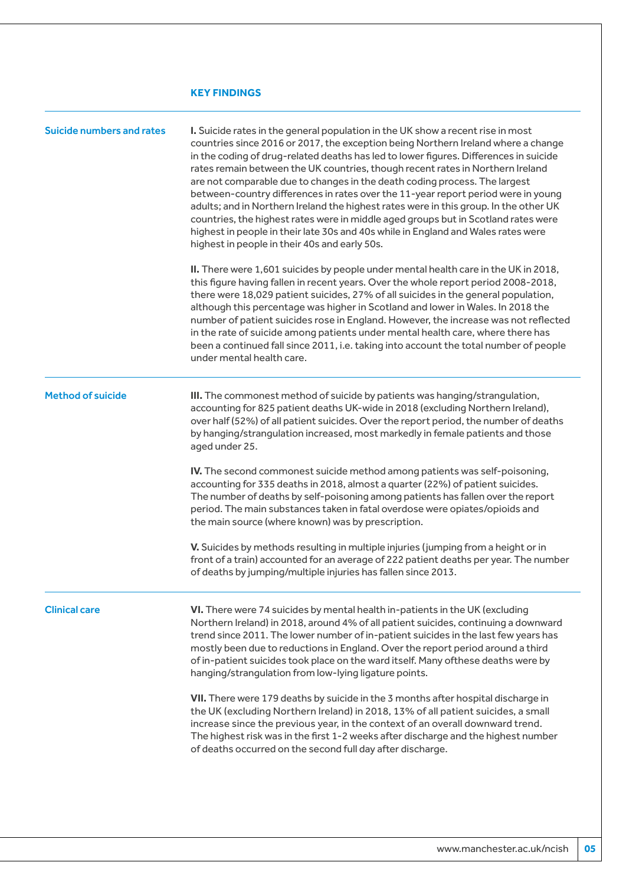## KEY FINDINGS

### Suicide numbers and rates

**I.** Suicide rates in the general population in the UK show a recent rise in most countries since 2016 or 2017, the exception being Northern Ireland where a change in the coding of drug-related deaths has led to lower figures. Differences in suicide rates remain between the UK countries, though recent rates in Northern Ireland are not comparable due to changes in the death coding process. The largest between-country differences in rates over the 11-year report period were in young adults; and in Northern Ireland the highest rates were in this group. In the other UK countries, the highest rates were in middle aged groups but in Scotland rates were highest in people in their late 30s and 40s while in England and Wales rates were highest in people in their 40s and early 50s.

**II.** There were 1,601 suicides by people under mental health care in the UK in 2018, this figure having fallen in recent years. Over the whole report period 2008-2018, there were 18,029 patient suicides, 27% of all suicides in the general population, although this percentage was higher in Scotland and lower in Wales. In 2018 the number of patient suicides rose in England. However, the increase was not reflected in the rate of suicide among patients under mental health care, where there has been a continued fall since 2011, i.e. taking into account the total number of people under mental health care.

### Method of suicide

**III.** The commonest method of suicide by patients was hanging/strangulation, accounting for 825 patient deaths UK-wide in 2018 (excluding Northern Ireland), over half (52%) of all patient suicides. Over the report period, the number of deaths by hanging/strangulation increased, most markedly in female patients and those aged under 25.

**IV.** The second commonest suicide method among patients was self-poisoning, accounting for 335 deaths in 2018, almost a quarter (22%) of patient suicides. The number of deaths by self-poisoning among patients has fallen over the report period. The main substances taken in fatal overdose were opiates/opioids and the main source (where known) was by prescription.

**V.** Suicides by methods resulting in multiple injuries (jumping from a height or in front of a train) accounted for an average of 222 patient deaths per year. The number of deaths by jumping/multiple injuries has fallen since 2013.

### Clinical care

**VI.** There were 74 suicides by mental health in-patients in the UK (excluding Northern Ireland) in 2018, around 4% of all patient suicides, continuing a downward trend since 2011. The lower number of in-patient suicides in the last few years has mostly been due to reductions in England. Over the report period around a third of in-patient suicides took place on the ward itself. Many ofthese deaths were by hanging/strangulation from low-lying ligature points.

**VII.** There were 179 deaths by suicide in the 3 months after hospital discharge in the UK (excluding Northern Ireland) in 2018, 13% of all patient suicides, a small increase since the previous year, in the context of an overall downward trend. The highest risk was in the first 1-2 weeks after discharge and the highest number of deaths occurred on the second full day after discharge.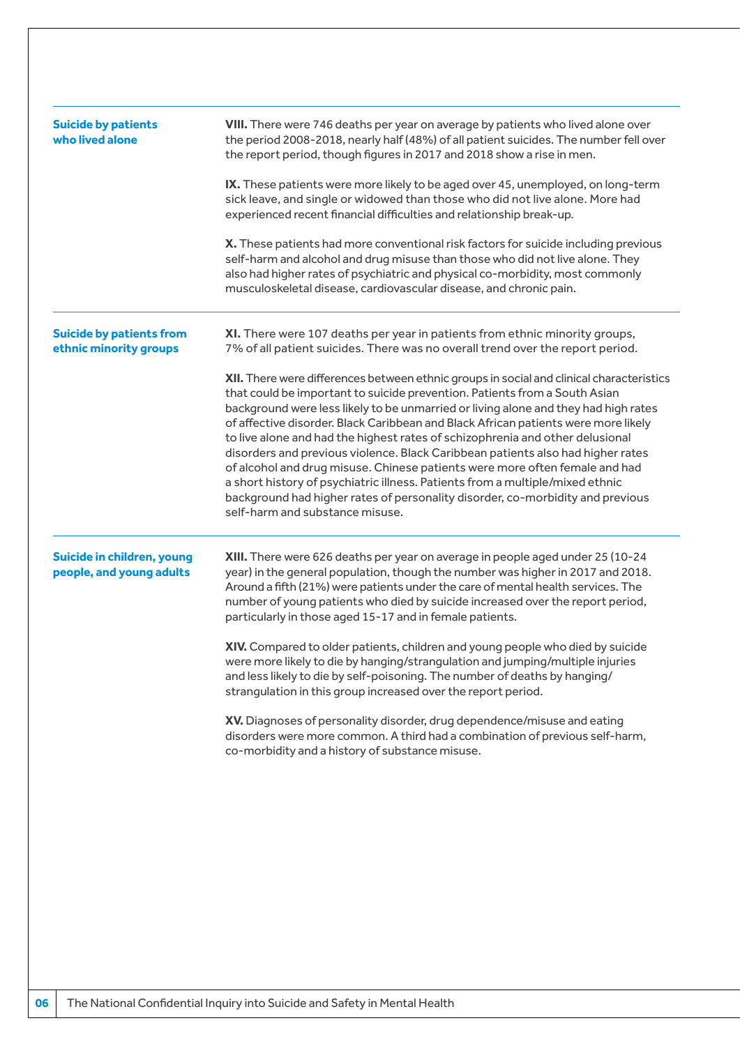### Suicide by patients who lived alone

**VIII.** There were 746 deaths per year on average by patients who lived alone over the period 2008-2018, nearly half (48%) of all patient suicides. The number fell over the report period, though figures in 2017 and 2018 show a rise in men.

**IX.** These patients were more likely to be aged over 45, unemployed, on long-term sick leave, and single or widowed than those who did not live alone. More had experienced recent financial difficulties and relationship break-up.

**X.** These patients had more conventional risk factors for suicide including previous self-harm and alcohol and drug misuse than those who did not live alone. They also had higher rates of psychiatric and physical co-morbidity, most commonly musculoskeletal disease, cardiovascular disease, and chronic pain.

### Suicide by patients from ethnic minority groups

**XI.** There were 107 deaths per year in patients from ethnic minority groups, 7% of all patient suicides. There was no overall trend over the report period.

**XII.** There were differences between ethnic groups in social and clinical characteristics that could be important to suicide prevention. Patients from a South Asian background were less likely to be unmarried or living alone and they had high rates of affective disorder. Black Caribbean and Black African patients were more likely to live alone and had the highest rates of schizophrenia and other delusional disorders and previous violence. Black Caribbean patients also had higher rates of alcohol and drug misuse. Chinese patients were more often female and had a short history of psychiatric illness. Patients from a multiple/mixed ethnic background had higher rates of personality disorder, co-morbidity and previous self-harm and substance misuse.

### Suicide in children, young people, and young adults

**XIII.** There were 626 deaths per year on average in people aged under 25 (10-24 year) in the general population, though the number was higher in 2017 and 2018. Around a fifth (21%) were patients under the care of mental health services. The number of young patients who died by suicide increased over the report period, particularly in those aged 15-17 and in female patients.

**XIV.** Compared to older patients, children and young people who died by suicide were more likely to die by hanging/strangulation and jumping/multiple injuries and less likely to die by self-poisoning. The number of deaths by hanging/strangulation in this group increased over the report period.

**XV.** Diagnoses of personality disorder, drug dependence/misuse and eating disorders were more common. A third had a combination of previous self-harm, co-morbidity and a history of substance misuse.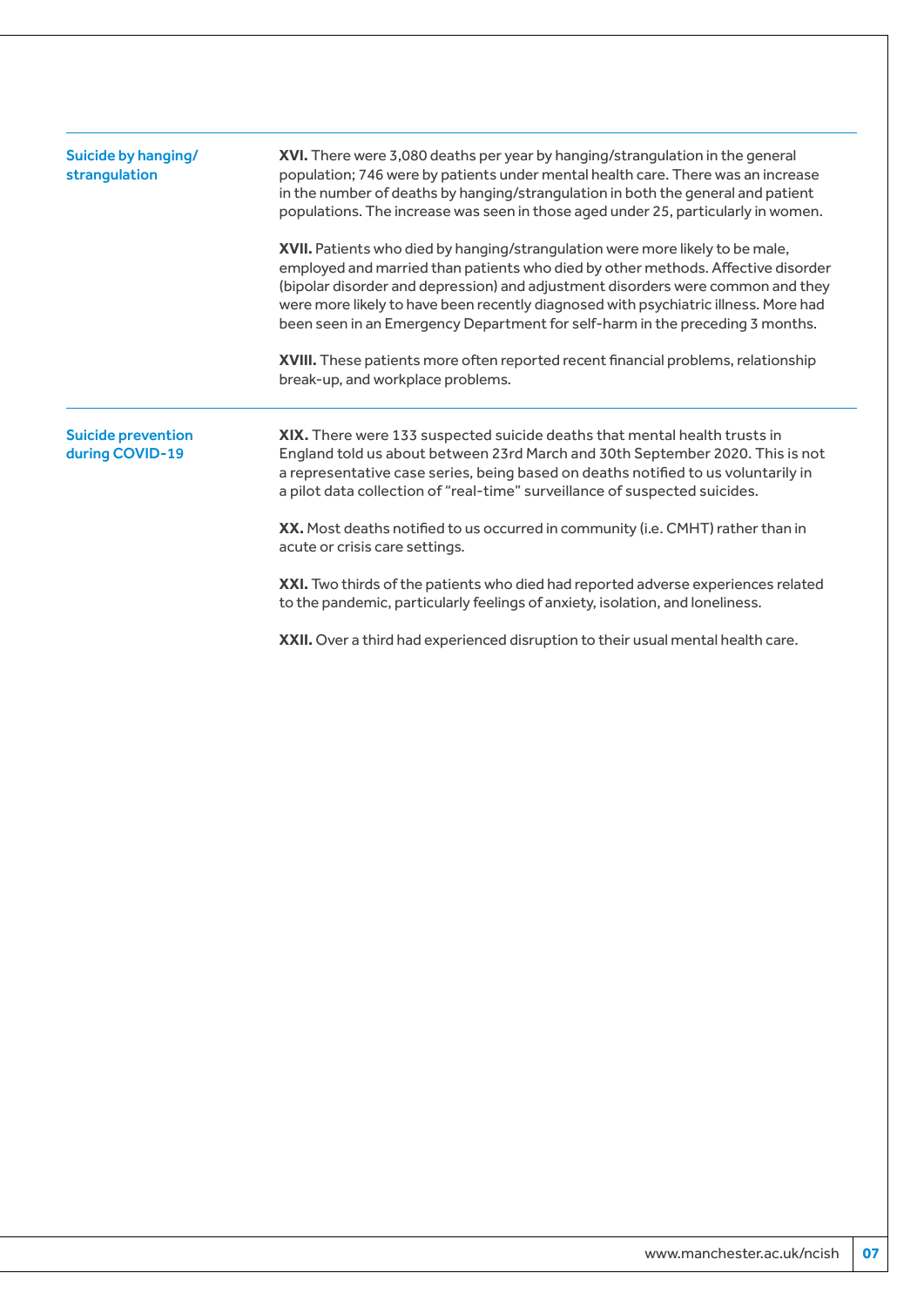## Suicide by hanging/ strangulation

**XVI.** There were 3,080 deaths per year by hanging/strangulation in the general population; 746 were by patients under mental health care. There was an increase in the number of deaths by hanging/strangulation in both the general and patient populations. The increase was seen in those aged under 25, particularly in women.

**XVII.** Patients who died by hanging/strangulation were more likely to be male, employed and married than patients who died by other methods. Affective disorder (bipolar disorder and depression) and adjustment disorders were common and they were more likely to have been recently diagnosed with psychiatric illness. More had been seen in an Emergency Department for self-harm in the preceding 3 months.

**XVIII.** These patients more often reported recent financial problems, relationship break-up, and workplace problems.

## Suicide prevention during COVID-19

**XIX.** There were 133 suspected suicide deaths that mental health trusts in England told us about between 23rd March and 30th September 2020. This is not a representative case series, being based on deaths notified to us voluntarily in a pilot data collection of "real-time" surveillance of suspected suicides.

**XX.** Most deaths notified to us occurred in community (i.e. CMHT) rather than in acute or crisis care settings.

**XXI.** Two thirds of the patients who died had reported adverse experiences related to the pandemic, particularly feelings of anxiety, isolation, and loneliness.

**XXII.** Over a third had experienced disruption to their usual mental health care.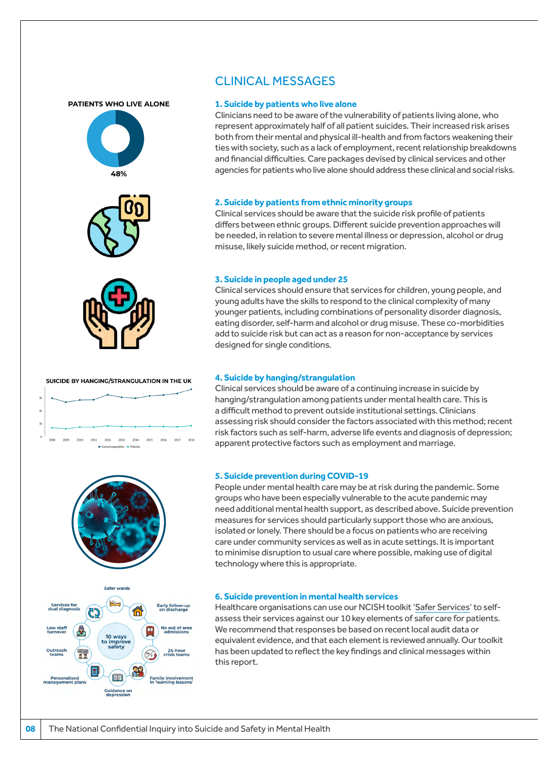# CLINICAL MESSAGES

PATIENTS WHO LIVE ALONE

48%

## 1. Suicide by patients who live alone

Clinicians need to be aware of the vulnerability of patients living alone, who represent approximately half of all patient suicides. Their increased risk arises both from their mental and physical ill-health and from factors weakening their ties with society, such as a lack of employment, recent relationship breakdowns and financial difficulties. Care packages devised by clinical services and other agencies for patients who live alone should address these clinical and social risks.

## 2. Suicide by patients from ethnic minority groups

Clinical services should be aware that the suicide risk profile of patients differs between ethnic groups. Different suicide prevention approaches will be needed, in relation to severe mental illness or depression, alcohol or drug misuse, likely suicide method, or recent migration.

## 3. Suicide in people aged under 25

Clinical services should ensure that services for children, young people, and young adults have the skills to respond to the clinical complexity of many younger patients, including combinations of personality disorder diagnosis, eating disorder, self-harm and alcohol or drug misuse. These co-morbidities add to suicide risk but can act as a reason for non-acceptance by services designed for single conditions.

SUICIDE BY HANGING/STRANGULATION IN THE UK

3k
2k
1k
0
2008 2009 2010 2011 2012 2013 2014 2015 2016 2017 2018
General population Patients

## 4. Suicide by hanging/strangulation

Clinical services should be aware of a continuing increase in suicide by hanging/strangulation among patients under mental health care. This is a difficult method to prevent outside institutional settings. Clinicians assessing risk should consider the factors associated with this method; recent risk factors such as self-harm, adverse life events and diagnosis of depression; apparent protective factors such as employment and marriage.

## 5. Suicide prevention during COVID-19

People under mental health care may be at risk during the pandemic. Some groups who have been especially vulnerable to the acute pandemic may need additional mental health support, as described above. Suicide prevention measures for services should particularly support those who are anxious, isolated or lonely. There should be a focus on patients who are receiving care under community services as well as in acute settings. It is important to minimise disruption to usual care where possible, making use of digital technology where this is appropriate.

10 ways to improve safety

Safer wards
Early follow-up on discharge
No out of area admissions
24-hour crisis teams
Family involvement in 'learning lessons'
Guidance on depression
Personalised management plans
Outreach teams
Low staff turnover
Services for dual diagnosis

## 6. Suicide prevention in mental health services

Healthcare organisations can use our NCISH toolkit 'Safer Services' to self-assess their services against our 10 key elements of safer care for patients. We recommend that responses be based on recent local audit data or equivalent evidence, and that each element is reviewed annually. Our toolkit has been updated to reflect the key findings and clinical messages within this report.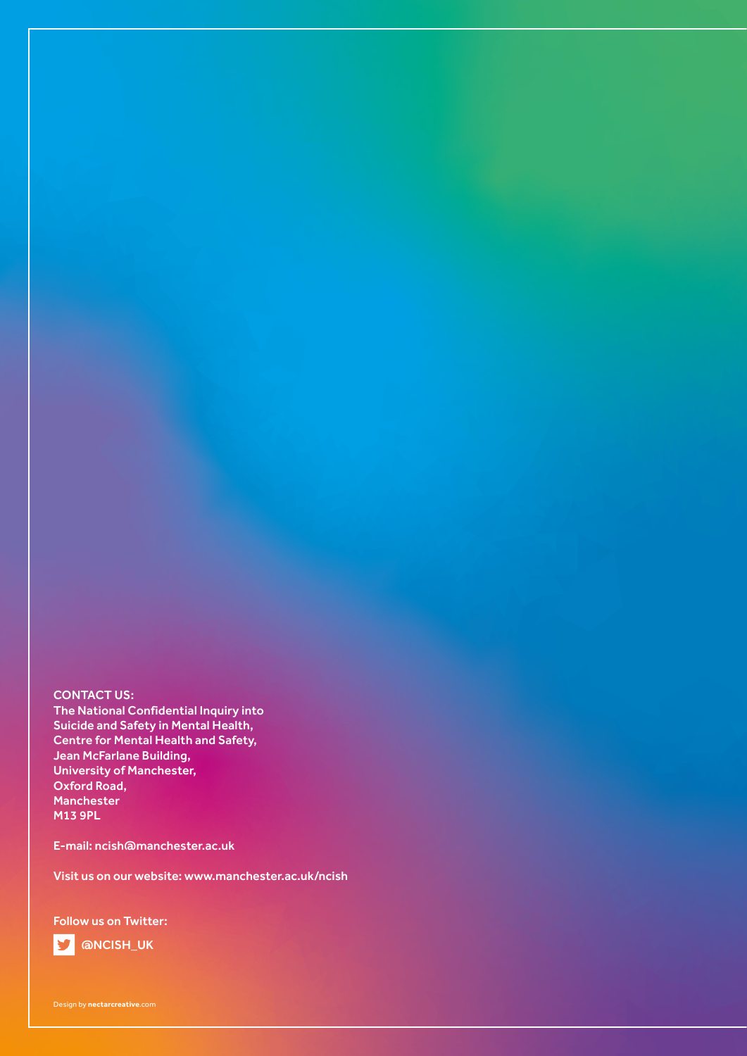CONTACT US:
The National Confidential Inquiry into
Suicide and Safety in Mental Health,
Centre for Mental Health and Safety,
Jean McFarlane Building,
University of Manchester,
Oxford Road,
Manchester
M13 9PL

E-mail: ncish@manchester.ac.uk

Visit us on our website: www.manchester.ac.uk/ncish

Follow us on Twitter:

@NCISH_UK

Design by **nectarcreative**.com